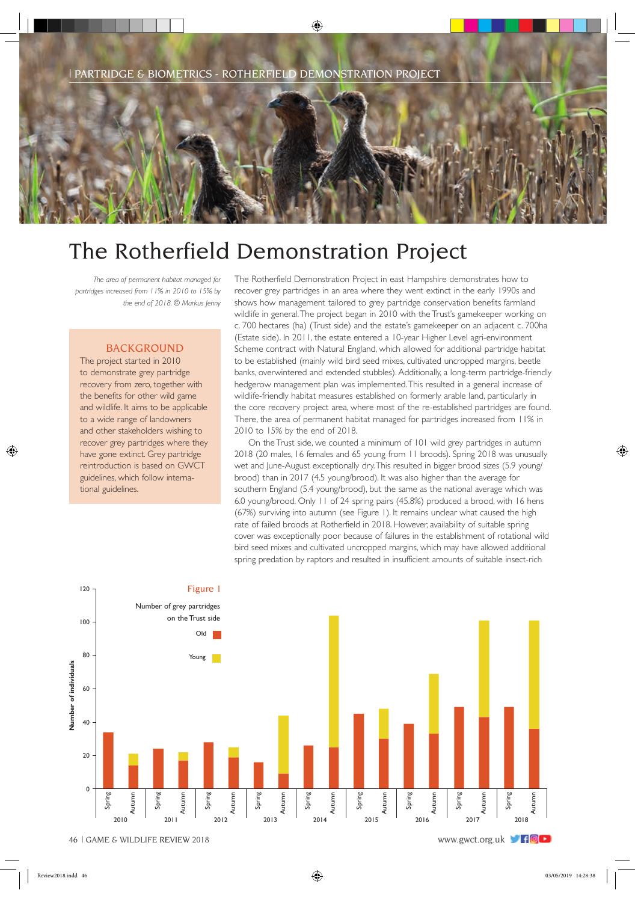# The Rotherfield Demonstration Project

*The area of permanent habitat managed for partridges increased from 11% in 2010 to 15% by the end of 2018. © Markus Jenny*

## BACKGROUND

The project started in 2010 to demonstrate grey partridge recovery from zero, together with the benefits for other wild game and wildlife. It aims to be applicable to a wide range of landowners and other stakeholders wishing to recover grey partridges where they have gone extinct. Grey partridge reintroduction is based on GWCT guidelines, which follow international guidelines.

The Rotherfield Demonstration Project in east Hampshire demonstrates how to recover grey partridges in an area where they went extinct in the early 1990s and shows how management tailored to grey partridge conservation benefits farmland wildlife in general. The project began in 2010 with the Trust's gamekeeper working on c. 700 hectares (ha) (Trust side) and the estate's gamekeeper on an adjacent c. 700ha (Estate side). In 2011, the estate entered a 10-year Higher Level agri-environment Scheme contract with Natural England, which allowed for additional partridge habitat to be established (mainly wild bird seed mixes, cultivated uncropped margins, beetle banks, overwintered and extended stubbles). Additionally, a long-term partridge-friendly hedgerow management plan was implemented. This resulted in a general increase of wildlife-friendly habitat measures established on formerly arable land, particularly in the core recovery project area, where most of the re-established partridges are found. There, the area of permanent habitat managed for partridges increased from 11% in 2010 to 15% by the end of 2018.

On the Trust side, we counted a minimum of 101 wild grey partridges in autumn 2018 (20 males, 16 females and 65 young from 11 broods). Spring 2018 was unusually wet and June-August exceptionally dry. This resulted in bigger brood sizes (5.9 young/brood) than in 2017 (4.5 young/brood). It was also higher than the average for southern England (5.4 young/brood), but the same as the national average which was 6.0 young/brood. Only 11 of 24 spring pairs (45.8%) produced a brood, with 16 hens (67%) surviving into autumn (see Figure 1). It remains unclear what caused the high rate of failed broods at Rotherfield in 2018. However, availability of suitable spring cover was exceptionally poor because of failures in the establishment of rotational wild bird seed mixes and cultivated uncropped margins, which may have allowed additional spring predation by raptors and resulted in insufficient amounts of suitable insect-rich

Figure 1

Number of grey partridges on the Trust side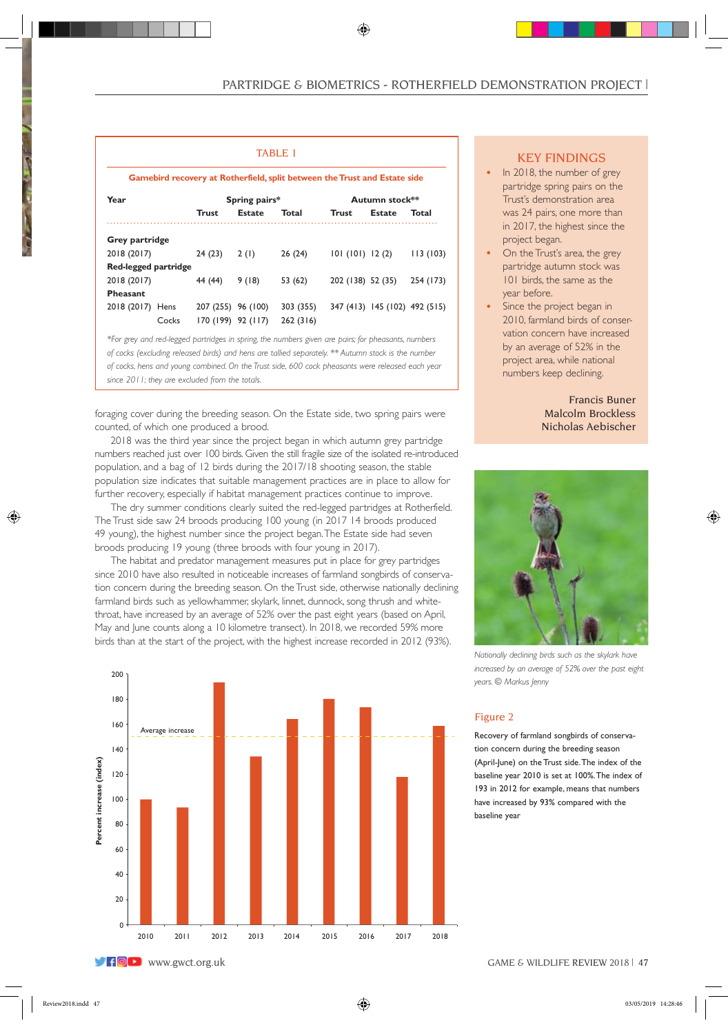## TABLE 1

**Gamebird recovery at Rotherfield, split between the Trust and Estate side**

| Year | | Spring pairs* | | | Autumn stock** | | |
|---|---|---|---|---|---|---|---|
| | | Trust | Estate | Total | Trust | Estate | Total |
| **Grey partridge** | | | | | | | |
| 2018 (2017) | | 24 (23) | 2 (1) | 26 (24) | 101 (101) | 12 (2) | 113 (103) |
| **Red-legged partridge** | | | | | | | |
| 2018 (2017) | | 44 (44) | 9 (18) | 53 (62) | 202 (138) | 52 (35) | 254 (173) |
| **Pheasant** | | | | | | | |
| 2018 (2017) | Hens | 207 (255) | 96 (100) | 303 (355) | 347 (413) | 145 (102) | 492 (515) |
| | Cocks | 170 (199) | 92 (117) | 262 (316) | | | |

*\*For grey and red-legged partridges in spring, the numbers given are pairs; for pheasants, numbers of cocks (excluding released birds) and hens are tallied separately. \*\* Autumn stock is the number of cocks, hens and young combined. On the Trust side, 600 cock pheasants were released each year since 2011; they are excluded from the totals.*

foraging cover during the breeding season. On the Estate side, two spring pairs were counted, of which one produced a brood.

2018 was the third year since the project began in which autumn grey partridge numbers reached just over 100 birds. Given the still fragile size of the isolated re-introduced population, and a bag of 12 birds during the 2017/18 shooting season, the stable population size indicates that suitable management practices are in place to allow for further recovery, especially if habitat management practices continue to improve.

The dry summer conditions clearly suited the red-legged partridges at Rotherfield. The Trust side saw 24 broods producing 100 young (in 2017 14 broods produced 49 young), the highest number since the project began. The Estate side had seven broods producing 19 young (three broods with four young in 2017).

The habitat and predator management measures put in place for grey partridges since 2010 have also resulted in noticeable increases of farmland songbirds of conservation concern during the breeding season. On the Trust side, otherwise nationally declining farmland birds such as yellowhammer, skylark, linnet, dunnock, song thrush and whitethroat, have increased by an average of 52% over the past eight years (based on April, May and June counts along a 10 kilometre transect). In 2018, we recorded 59% more birds than at the start of the project, with the highest increase recorded in 2012 (93%).

Percent increase (index)

0
20
40
60
80
100
120
140
160
180
200

Average increase

2010
2011
2012
2013
2014
2015
2016
2017
2018

### Figure 2

Recovery of farmland songbirds of conservation concern during the breeding season (April-June) on the Trust side. The index of the baseline year 2010 is set at 100%. The index of 193 in 2012 for example, means that numbers have increased by 93% compared with the baseline year

## KEY FINDINGS

- In 2018, the number of grey partridge spring pairs on the Trust's demonstration area was 24 pairs, one more than in 2017, the highest since the project began.
- On the Trust's area, the grey partridge autumn stock was 101 birds, the same as the year before.
- Since the project began in 2010, farmland birds of conservation concern have increased by an average of 52% in the project area, while national numbers keep declining.

Francis Buner
Malcolm Brockless
Nicholas Aebischer

*Nationally declining birds such as the skylark have increased by an average of 52% over the past eight years. © Markus Jenny*